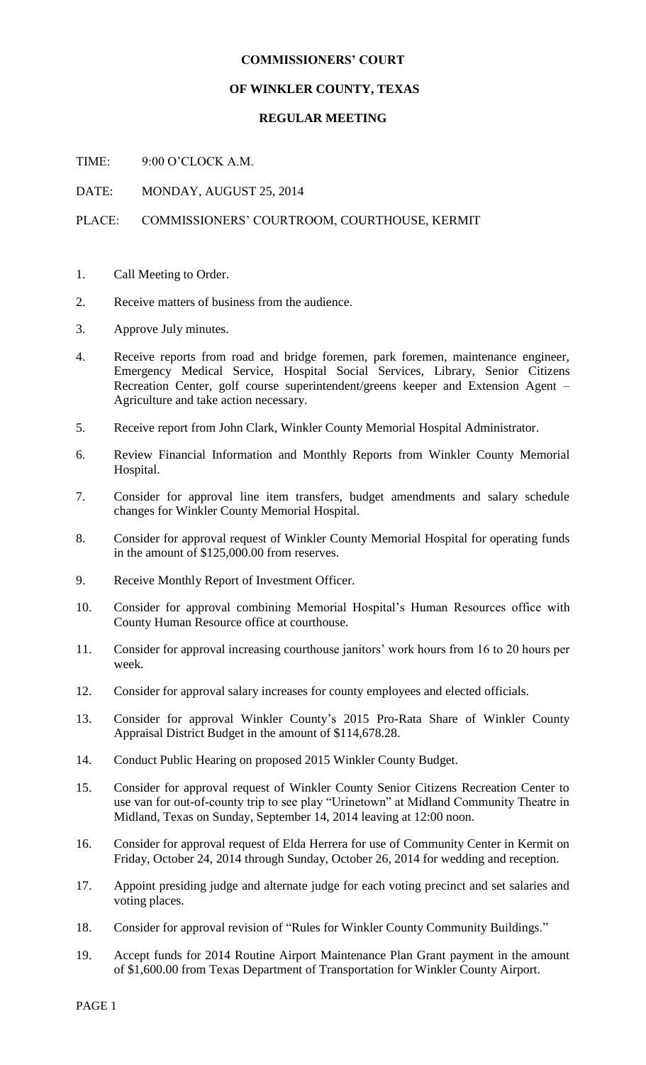**COMMISSIONERS' COURT**

**OF WINKLER COUNTY, TEXAS**

**REGULAR MEETING**

TIME: 9:00 O'CLOCK A.M.

DATE: MONDAY, AUGUST 25, 2014

PLACE: COMMISSIONERS' COURTROOM, COURTHOUSE, KERMIT

1. Call Meeting to Order.
2. Receive matters of business from the audience.
3. Approve July minutes.
4. Receive reports from road and bridge foremen, park foremen, maintenance engineer, Emergency Medical Service, Hospital Social Services, Library, Senior Citizens Recreation Center, golf course superintendent/greens keeper and Extension Agent – Agriculture and take action necessary.
5. Receive report from John Clark, Winkler County Memorial Hospital Administrator.
6. Review Financial Information and Monthly Reports from Winkler County Memorial Hospital.
7. Consider for approval line item transfers, budget amendments and salary schedule changes for Winkler County Memorial Hospital.
8. Consider for approval request of Winkler County Memorial Hospital for operating funds in the amount of $125,000.00 from reserves.
9. Receive Monthly Report of Investment Officer.
10. Consider for approval combining Memorial Hospital's Human Resources office with County Human Resource office at courthouse.
11. Consider for approval increasing courthouse janitors' work hours from 16 to 20 hours per week.
12. Consider for approval salary increases for county employees and elected officials.
13. Consider for approval Winkler County's 2015 Pro-Rata Share of Winkler County Appraisal District Budget in the amount of $114,678.28.
14. Conduct Public Hearing on proposed 2015 Winkler County Budget.
15. Consider for approval request of Winkler County Senior Citizens Recreation Center to use van for out-of-county trip to see play "Urinetown" at Midland Community Theatre in Midland, Texas on Sunday, September 14, 2014 leaving at 12:00 noon.
16. Consider for approval request of Elda Herrera for use of Community Center in Kermit on Friday, October 24, 2014 through Sunday, October 26, 2014 for wedding and reception.
17. Appoint presiding judge and alternate judge for each voting precinct and set salaries and voting places.
18. Consider for approval revision of "Rules for Winkler County Community Buildings."
19. Accept funds for 2014 Routine Airport Maintenance Plan Grant payment in the amount of $1,600.00 from Texas Department of Transportation for Winkler County Airport.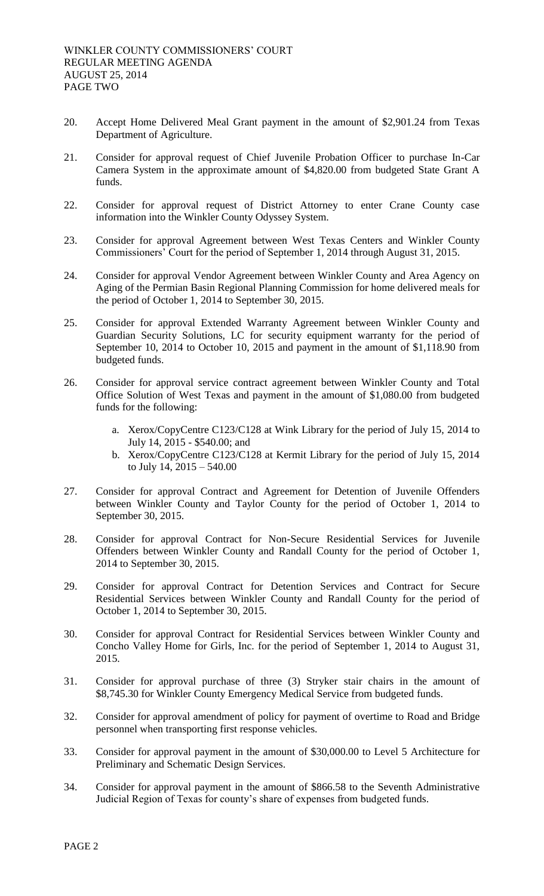20. Accept Home Delivered Meal Grant payment in the amount of $2,901.24 from Texas Department of Agriculture.

21. Consider for approval request of Chief Juvenile Probation Officer to purchase In-Car Camera System in the approximate amount of $4,820.00 from budgeted State Grant A funds.

22. Consider for approval request of District Attorney to enter Crane County case information into the Winkler County Odyssey System.

23. Consider for approval Agreement between West Texas Centers and Winkler County Commissioners' Court for the period of September 1, 2014 through August 31, 2015.

24. Consider for approval Vendor Agreement between Winkler County and Area Agency on Aging of the Permian Basin Regional Planning Commission for home delivered meals for the period of October 1, 2014 to September 30, 2015.

25. Consider for approval Extended Warranty Agreement between Winkler County and Guardian Security Solutions, LC for security equipment warranty for the period of September 10, 2014 to October 10, 2015 and payment in the amount of $1,118.90 from budgeted funds.

26. Consider for approval service contract agreement between Winkler County and Total Office Solution of West Texas and payment in the amount of $1,080.00 from budgeted funds for the following:

    a. Xerox/CopyCentre C123/C128 at Wink Library for the period of July 15, 2014 to July 14, 2015 - $540.00; and
    b. Xerox/CopyCentre C123/C128 at Kermit Library for the period of July 15, 2014 to July 14, 2015 – 540.00

27. Consider for approval Contract and Agreement for Detention of Juvenile Offenders between Winkler County and Taylor County for the period of October 1, 2014 to September 30, 2015.

28. Consider for approval Contract for Non-Secure Residential Services for Juvenile Offenders between Winkler County and Randall County for the period of October 1, 2014 to September 30, 2015.

29. Consider for approval Contract for Detention Services and Contract for Secure Residential Services between Winkler County and Randall County for the period of October 1, 2014 to September 30, 2015.

30. Consider for approval Contract for Residential Services between Winkler County and Concho Valley Home for Girls, Inc. for the period of September 1, 2014 to August 31, 2015.

31. Consider for approval purchase of three (3) Stryker stair chairs in the amount of $8,745.30 for Winkler County Emergency Medical Service from budgeted funds.

32. Consider for approval amendment of policy for payment of overtime to Road and Bridge personnel when transporting first response vehicles.

33. Consider for approval payment in the amount of $30,000.00 to Level 5 Architecture for Preliminary and Schematic Design Services.

34. Consider for approval payment in the amount of $866.58 to the Seventh Administrative Judicial Region of Texas for county's share of expenses from budgeted funds.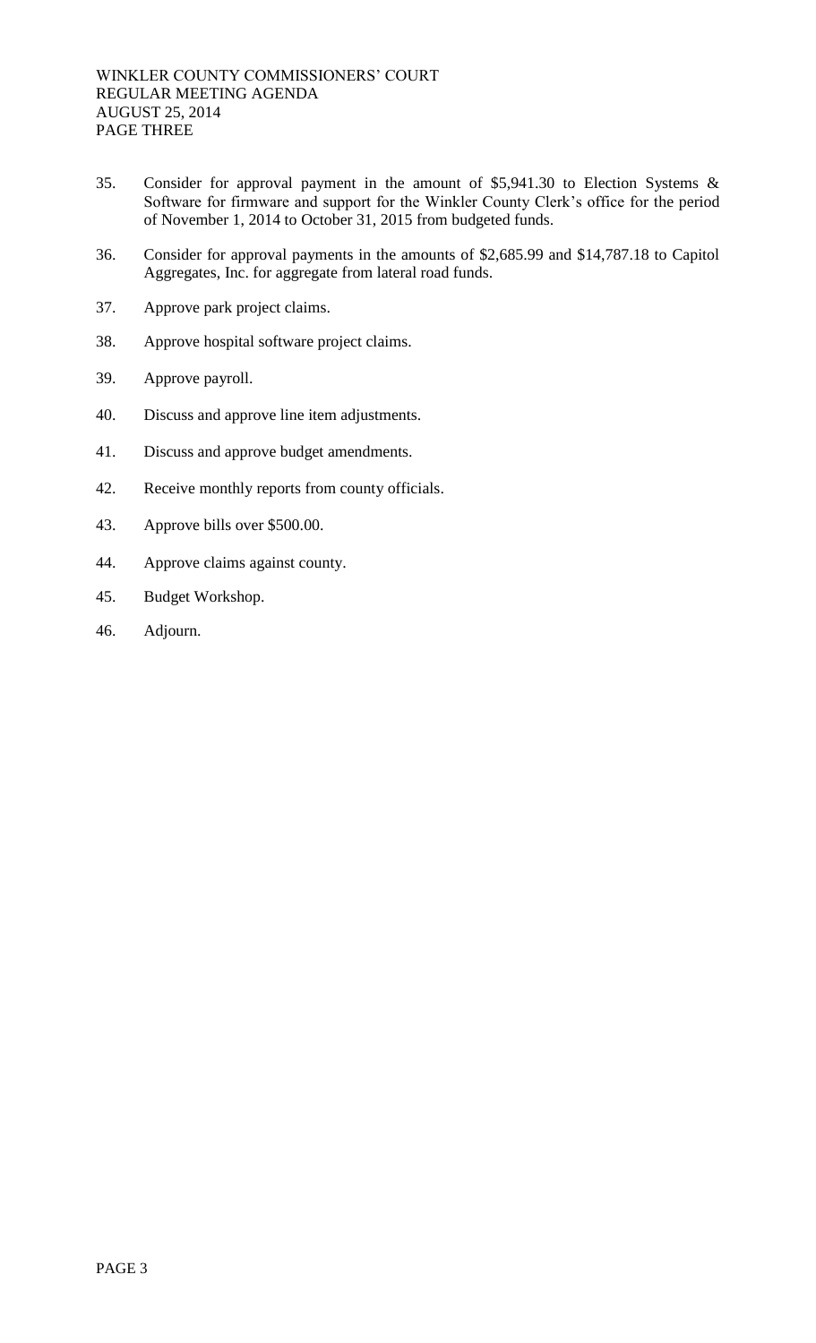35. Consider for approval payment in the amount of $5,941.30 to Election Systems & Software for firmware and support for the Winkler County Clerk's office for the period of November 1, 2014 to October 31, 2015 from budgeted funds.

36. Consider for approval payments in the amounts of $2,685.99 and $14,787.18 to Capitol Aggregates, Inc. for aggregate from lateral road funds.

37. Approve park project claims.

38. Approve hospital software project claims.

39. Approve payroll.

40. Discuss and approve line item adjustments.

41. Discuss and approve budget amendments.

42. Receive monthly reports from county officials.

43. Approve bills over $500.00.

44. Approve claims against county.

45. Budget Workshop.

46. Adjourn.